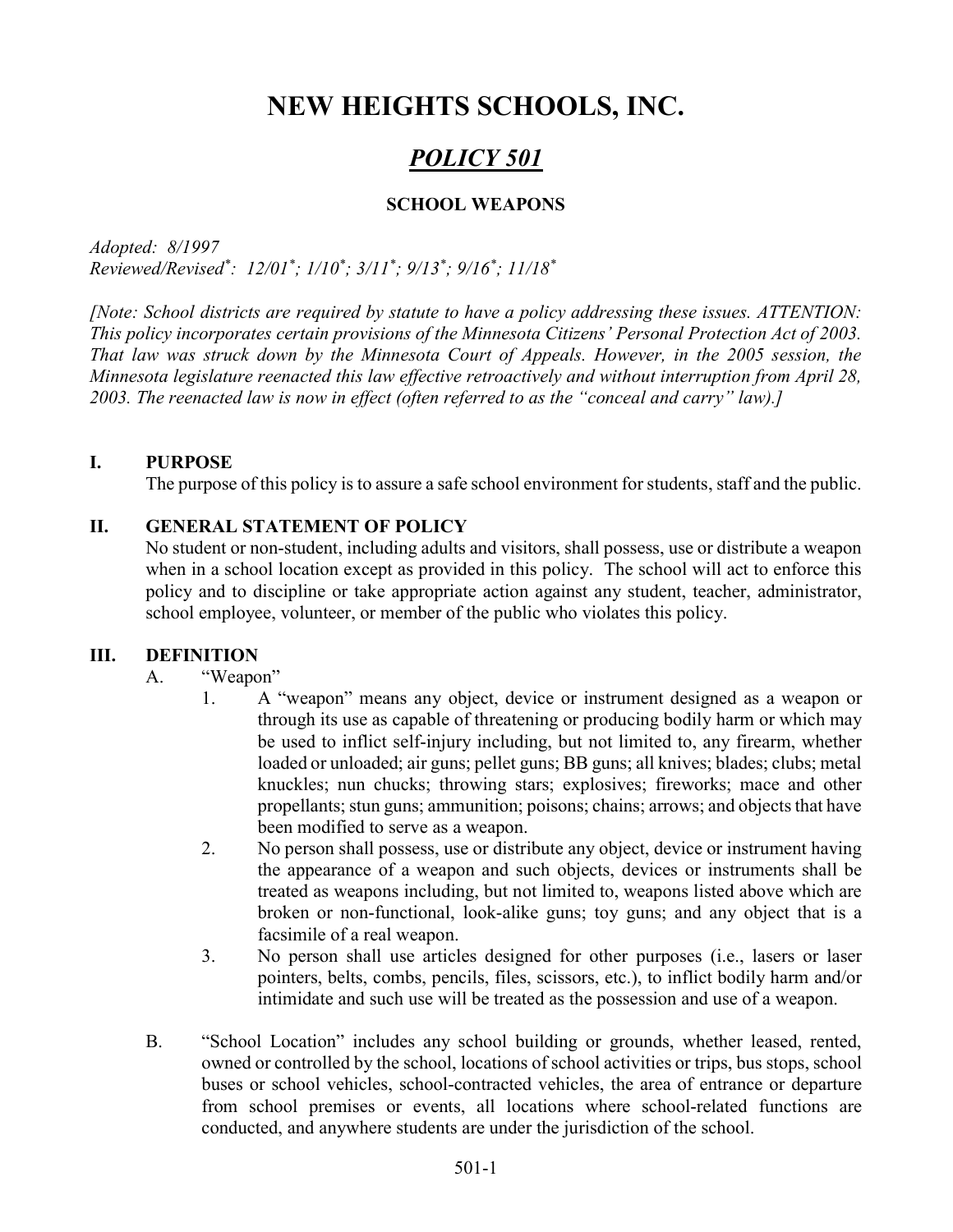# NEW HEIGHTS SCHOOLS, INC.

## *POLICY 501*

### SCHOOL WEAPONS

*Adopted: 8/1997*
*Reviewed/Revised*: 12/01*; 1/10*; 3/11*; 9/13*; 9/16*; 11/18**

*[Note: School districts are required by statute to have a policy addressing these issues. ATTENTION: This policy incorporates certain provisions of the Minnesota Citizens' Personal Protection Act of 2003. That law was struck down by the Minnesota Court of Appeals. However, in the 2005 session, the Minnesota legislature reenacted this law effective retroactively and without interruption from April 28, 2003. The reenacted law is now in effect (often referred to as the "conceal and carry" law).]*

## I. PURPOSE

The purpose of this policy is to assure a safe school environment for students, staff and the public.

## II. GENERAL STATEMENT OF POLICY

No student or non-student, including adults and visitors, shall possess, use or distribute a weapon when in a school location except as provided in this policy. The school will act to enforce this policy and to discipline or take appropriate action against any student, teacher, administrator, school employee, volunteer, or member of the public who violates this policy.

## III. DEFINITION

A. "Weapon"

1. A "weapon" means any object, device or instrument designed as a weapon or through its use as capable of threatening or producing bodily harm or which may be used to inflict self-injury including, but not limited to, any firearm, whether loaded or unloaded; air guns; pellet guns; BB guns; all knives; blades; clubs; metal knuckles; nun chucks; throwing stars; explosives; fireworks; mace and other propellants; stun guns; ammunition; poisons; chains; arrows; and objects that have been modified to serve as a weapon.
2. No person shall possess, use or distribute any object, device or instrument having the appearance of a weapon and such objects, devices or instruments shall be treated as weapons including, but not limited to, weapons listed above which are broken or non-functional, look-alike guns; toy guns; and any object that is a facsimile of a real weapon.
3. No person shall use articles designed for other purposes (i.e., lasers or laser pointers, belts, combs, pencils, files, scissors, etc.), to inflict bodily harm and/or intimidate and such use will be treated as the possession and use of a weapon.

B. "School Location" includes any school building or grounds, whether leased, rented, owned or controlled by the school, locations of school activities or trips, bus stops, school buses or school vehicles, school-contracted vehicles, the area of entrance or departure from school premises or events, all locations where school-related functions are conducted, and anywhere students are under the jurisdiction of the school.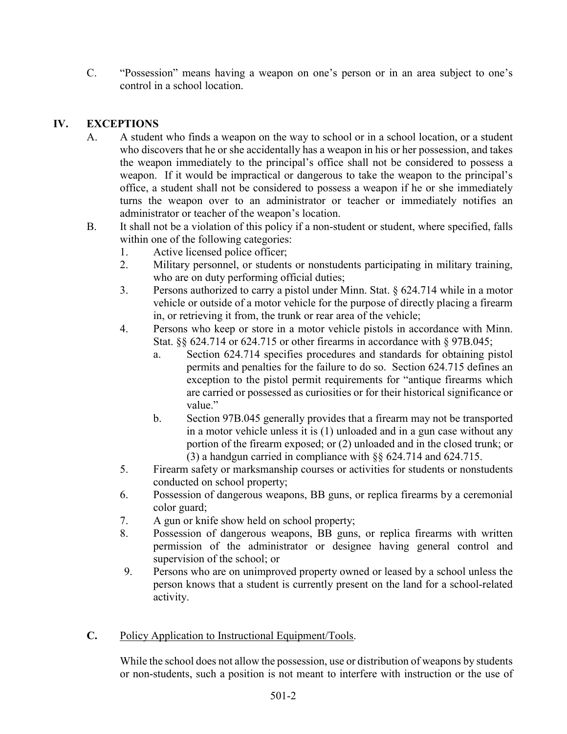C. "Possession" means having a weapon on one's person or in an area subject to one's control in a school location.

## IV. EXCEPTIONS

A. A student who finds a weapon on the way to school or in a school location, or a student who discovers that he or she accidentally has a weapon in his or her possession, and takes the weapon immediately to the principal's office shall not be considered to possess a weapon. If it would be impractical or dangerous to take the weapon to the principal's office, a student shall not be considered to possess a weapon if he or she immediately turns the weapon over to an administrator or teacher or immediately notifies an administrator or teacher of the weapon's location.

B. It shall not be a violation of this policy if a non-student or student, where specified, falls within one of the following categories:

1. Active licensed police officer;
2. Military personnel, or students or nonstudents participating in military training, who are on duty performing official duties;
3. Persons authorized to carry a pistol under Minn. Stat. § 624.714 while in a motor vehicle or outside of a motor vehicle for the purpose of directly placing a firearm in, or retrieving it from, the trunk or rear area of the vehicle;
4. Persons who keep or store in a motor vehicle pistols in accordance with Minn. Stat. §§ 624.714 or 624.715 or other firearms in accordance with § 97B.045;
   a. Section 624.714 specifies procedures and standards for obtaining pistol permits and penalties for the failure to do so. Section 624.715 defines an exception to the pistol permit requirements for "antique firearms which are carried or possessed as curiosities or for their historical significance or value."
   b. Section 97B.045 generally provides that a firearm may not be transported in a motor vehicle unless it is (1) unloaded and in a gun case without any portion of the firearm exposed; or (2) unloaded and in the closed trunk; or (3) a handgun carried in compliance with §§ 624.714 and 624.715.
5. Firearm safety or marksmanship courses or activities for students or nonstudents conducted on school property;
6. Possession of dangerous weapons, BB guns, or replica firearms by a ceremonial color guard;
7. A gun or knife show held on school property;
8. Possession of dangerous weapons, BB guns, or replica firearms with written permission of the administrator or designee having general control and supervision of the school; or
9. Persons who are on unimproved property owned or leased by a school unless the person knows that a student is currently present on the land for a school-related activity.

**C.** Policy Application to Instructional Equipment/Tools.

While the school does not allow the possession, use or distribution of weapons by students or non-students, such a position is not meant to interfere with instruction or the use of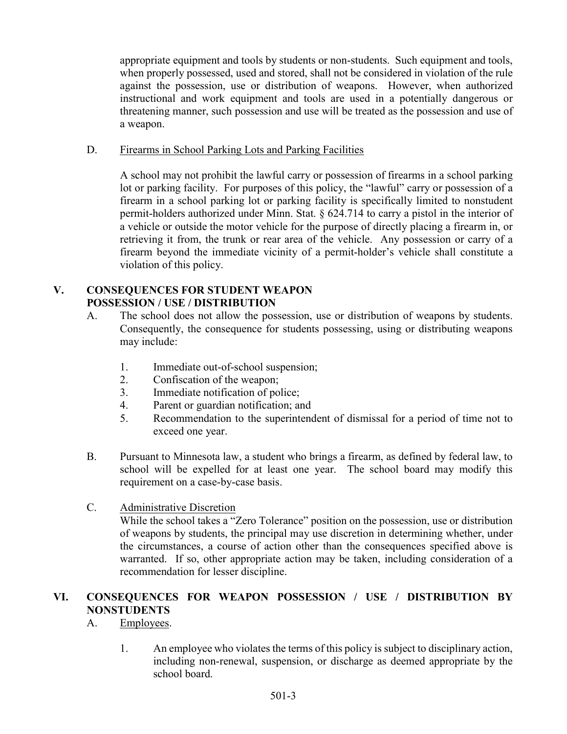appropriate equipment and tools by students or non-students. Such equipment and tools, when properly possessed, used and stored, shall not be considered in violation of the rule against the possession, use or distribution of weapons. However, when authorized instructional and work equipment and tools are used in a potentially dangerous or threatening manner, such possession and use will be treated as the possession and use of a weapon.

D. Firearms in School Parking Lots and Parking Facilities

A school may not prohibit the lawful carry or possession of firearms in a school parking lot or parking facility. For purposes of this policy, the "lawful" carry or possession of a firearm in a school parking lot or parking facility is specifically limited to nonstudent permit-holders authorized under Minn. Stat. § 624.714 to carry a pistol in the interior of a vehicle or outside the motor vehicle for the purpose of directly placing a firearm in, or retrieving it from, the trunk or rear area of the vehicle. Any possession or carry of a firearm beyond the immediate vicinity of a permit-holder's vehicle shall constitute a violation of this policy.

## V. CONSEQUENCES FOR STUDENT WEAPON POSSESSION / USE / DISTRIBUTION

A. The school does not allow the possession, use or distribution of weapons by students. Consequently, the consequence for students possessing, using or distributing weapons may include:

1. Immediate out-of-school suspension;
2. Confiscation of the weapon;
3. Immediate notification of police;
4. Parent or guardian notification; and
5. Recommendation to the superintendent of dismissal for a period of time not to exceed one year.

B. Pursuant to Minnesota law, a student who brings a firearm, as defined by federal law, to school will be expelled for at least one year. The school board may modify this requirement on a case-by-case basis.

C. Administrative Discretion

While the school takes a "Zero Tolerance" position on the possession, use or distribution of weapons by students, the principal may use discretion in determining whether, under the circumstances, a course of action other than the consequences specified above is warranted. If so, other appropriate action may be taken, including consideration of a recommendation for lesser discipline.

## VI. CONSEQUENCES FOR WEAPON POSSESSION / USE / DISTRIBUTION BY NONSTUDENTS

A. Employees.

1. An employee who violates the terms of this policy is subject to disciplinary action, including non-renewal, suspension, or discharge as deemed appropriate by the school board.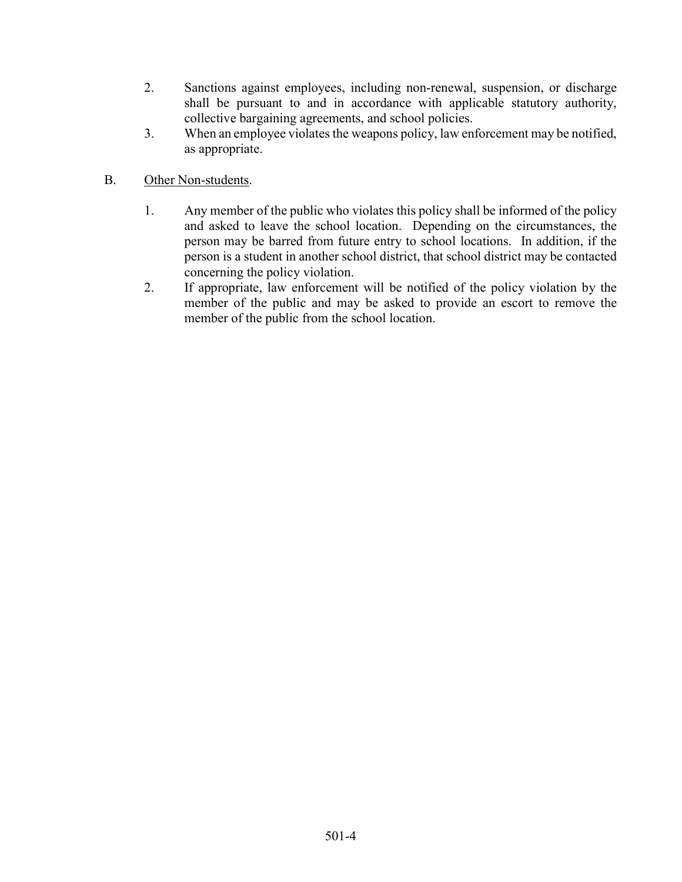2. Sanctions against employees, including non-renewal, suspension, or discharge shall be pursuant to and in accordance with applicable statutory authority, collective bargaining agreements, and school policies.
3. When an employee violates the weapons policy, law enforcement may be notified, as appropriate.

B. Other Non-students.

1. Any member of the public who violates this policy shall be informed of the policy and asked to leave the school location. Depending on the circumstances, the person may be barred from future entry to school locations. In addition, if the person is a student in another school district, that school district may be contacted concerning the policy violation.
2. If appropriate, law enforcement will be notified of the policy violation by the member of the public and may be asked to provide an escort to remove the member of the public from the school location.